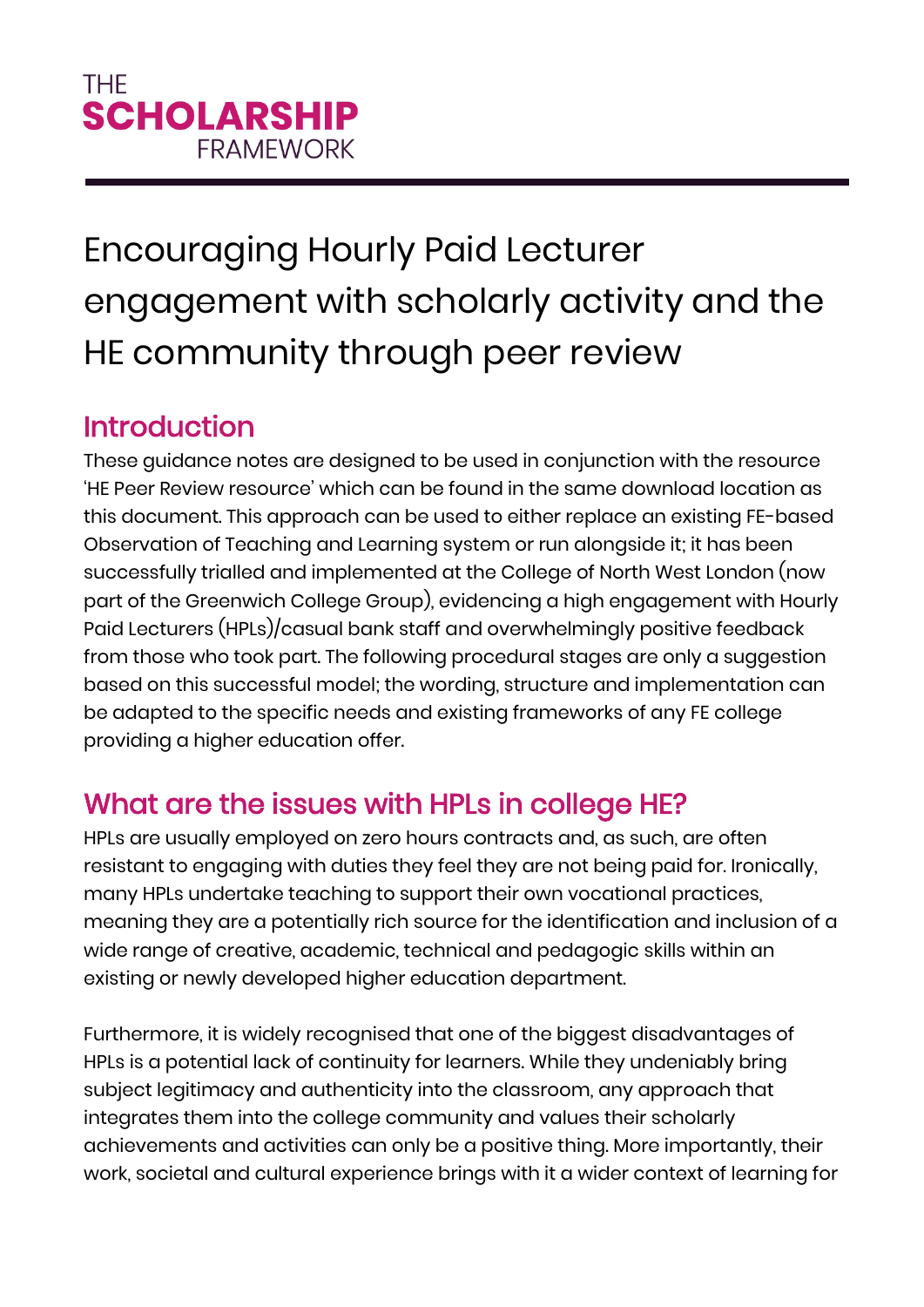THE
**SCHOLARSHIP**
FRAMEWORK

# Encouraging Hourly Paid Lecturer engagement with scholarly activity and the HE community through peer review

## Introduction

These guidance notes are designed to be used in conjunction with the resource 'HE Peer Review resource' which can be found in the same download location as this document. This approach can be used to either replace an existing FE-based Observation of Teaching and Learning system or run alongside it; it has been successfully trialled and implemented at the College of North West London (now part of the Greenwich College Group), evidencing a high engagement with Hourly Paid Lecturers (HPLs)/casual bank staff and overwhelmingly positive feedback from those who took part. The following procedural stages are only a suggestion based on this successful model; the wording, structure and implementation can be adapted to the specific needs and existing frameworks of any FE college providing a higher education offer.

## What are the issues with HPLs in college HE?

HPLs are usually employed on zero hours contracts and, as such, are often resistant to engaging with duties they feel they are not being paid for. Ironically, many HPLs undertake teaching to support their own vocational practices, meaning they are a potentially rich source for the identification and inclusion of a wide range of creative, academic, technical and pedagogic skills within an existing or newly developed higher education department.

Furthermore, it is widely recognised that one of the biggest disadvantages of HPLs is a potential lack of continuity for learners. While they undeniably bring subject legitimacy and authenticity into the classroom, any approach that integrates them into the college community and values their scholarly achievements and activities can only be a positive thing. More importantly, their work, societal and cultural experience brings with it a wider context of learning for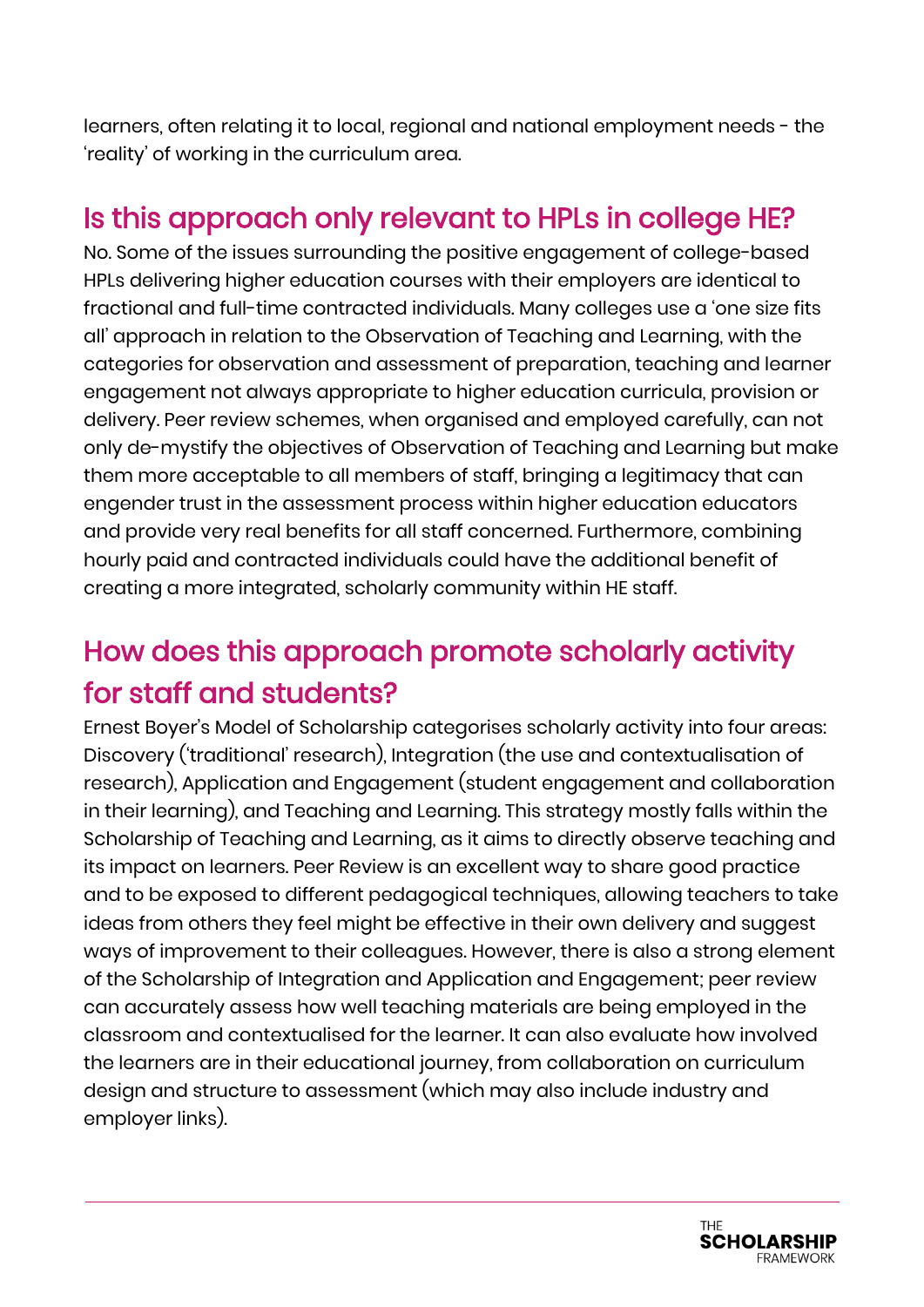learners, often relating it to local, regional and national employment needs - the 'reality' of working in the curriculum area.

## Is this approach only relevant to HPLs in college HE?

No. Some of the issues surrounding the positive engagement of college-based HPLs delivering higher education courses with their employers are identical to fractional and full-time contracted individuals. Many colleges use a 'one size fits all' approach in relation to the Observation of Teaching and Learning, with the categories for observation and assessment of preparation, teaching and learner engagement not always appropriate to higher education curricula, provision or delivery. Peer review schemes, when organised and employed carefully, can not only de-mystify the objectives of Observation of Teaching and Learning but make them more acceptable to all members of staff, bringing a legitimacy that can engender trust in the assessment process within higher education educators and provide very real benefits for all staff concerned. Furthermore, combining hourly paid and contracted individuals could have the additional benefit of creating a more integrated, scholarly community within HE staff.

## How does this approach promote scholarly activity for staff and students?

Ernest Boyer's Model of Scholarship categorises scholarly activity into four areas: Discovery ('traditional' research), Integration (the use and contextualisation of research), Application and Engagement (student engagement and collaboration in their learning), and Teaching and Learning. This strategy mostly falls within the Scholarship of Teaching and Learning, as it aims to directly observe teaching and its impact on learners. Peer Review is an excellent way to share good practice and to be exposed to different pedagogical techniques, allowing teachers to take ideas from others they feel might be effective in their own delivery and suggest ways of improvement to their colleagues. However, there is also a strong element of the Scholarship of Integration and Application and Engagement; peer review can accurately assess how well teaching materials are being employed in the classroom and contextualised for the learner. It can also evaluate how involved the learners are in their educational journey, from collaboration on curriculum design and structure to assessment (which may also include industry and employer links).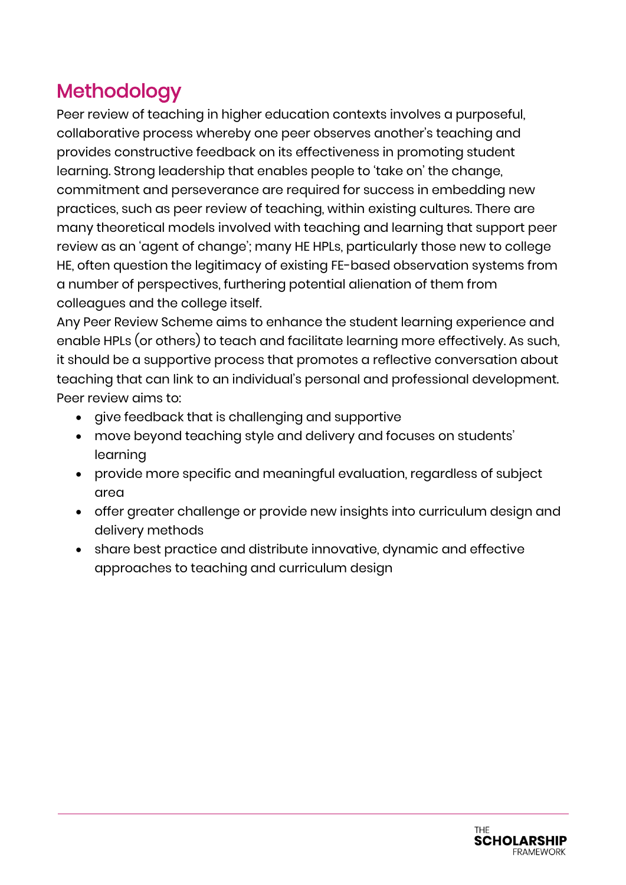## Methodology

Peer review of teaching in higher education contexts involves a purposeful, collaborative process whereby one peer observes another's teaching and provides constructive feedback on its effectiveness in promoting student learning. Strong leadership that enables people to 'take on' the change, commitment and perseverance are required for success in embedding new practices, such as peer review of teaching, within existing cultures. There are many theoretical models involved with teaching and learning that support peer review as an 'agent of change'; many HE HPLs, particularly those new to college HE, often question the legitimacy of existing FE-based observation systems from a number of perspectives, furthering potential alienation of them from colleagues and the college itself.

Any Peer Review Scheme aims to enhance the student learning experience and enable HPLs (or others) to teach and facilitate learning more effectively. As such, it should be a supportive process that promotes a reflective conversation about teaching that can link to an individual's personal and professional development. Peer review aims to:

- give feedback that is challenging and supportive
- move beyond teaching style and delivery and focuses on students' learning
- provide more specific and meaningful evaluation, regardless of subject area
- offer greater challenge or provide new insights into curriculum design and delivery methods
- share best practice and distribute innovative, dynamic and effective approaches to teaching and curriculum design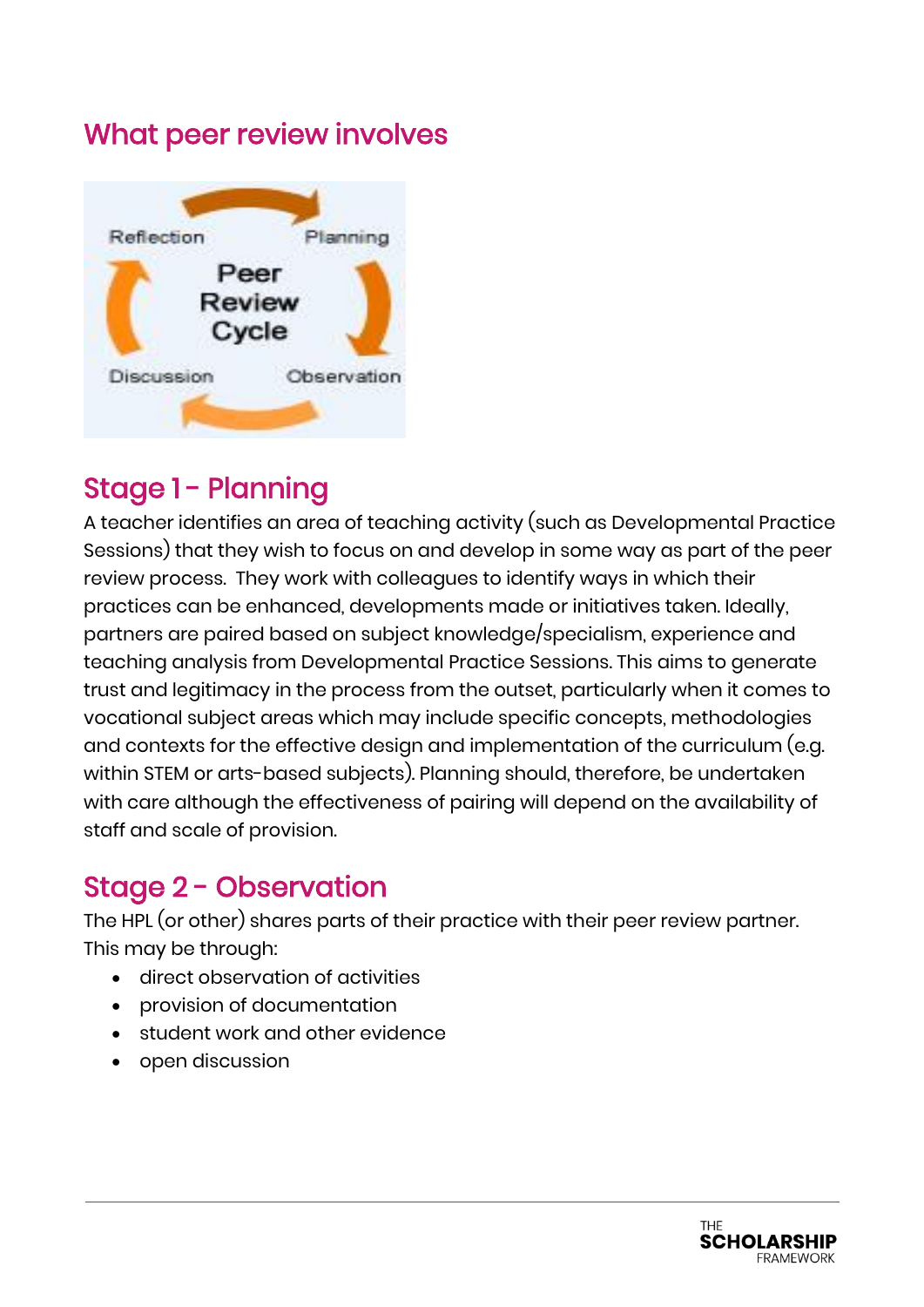## What peer review involves

## Stage 1 - Planning

A teacher identifies an area of teaching activity (such as Developmental Practice Sessions) that they wish to focus on and develop in some way as part of the peer review process. They work with colleagues to identify ways in which their practices can be enhanced, developments made or initiatives taken. Ideally, partners are paired based on subject knowledge/specialism, experience and teaching analysis from Developmental Practice Sessions. This aims to generate trust and legitimacy in the process from the outset, particularly when it comes to vocational subject areas which may include specific concepts, methodologies and contexts for the effective design and implementation of the curriculum (e.g. within STEM or arts-based subjects). Planning should, therefore, be undertaken with care although the effectiveness of pairing will depend on the availability of staff and scale of provision.

## Stage 2 - Observation

The HPL (or other) shares parts of their practice with their peer review partner. This may be through:

- direct observation of activities
- provision of documentation
- student work and other evidence
- open discussion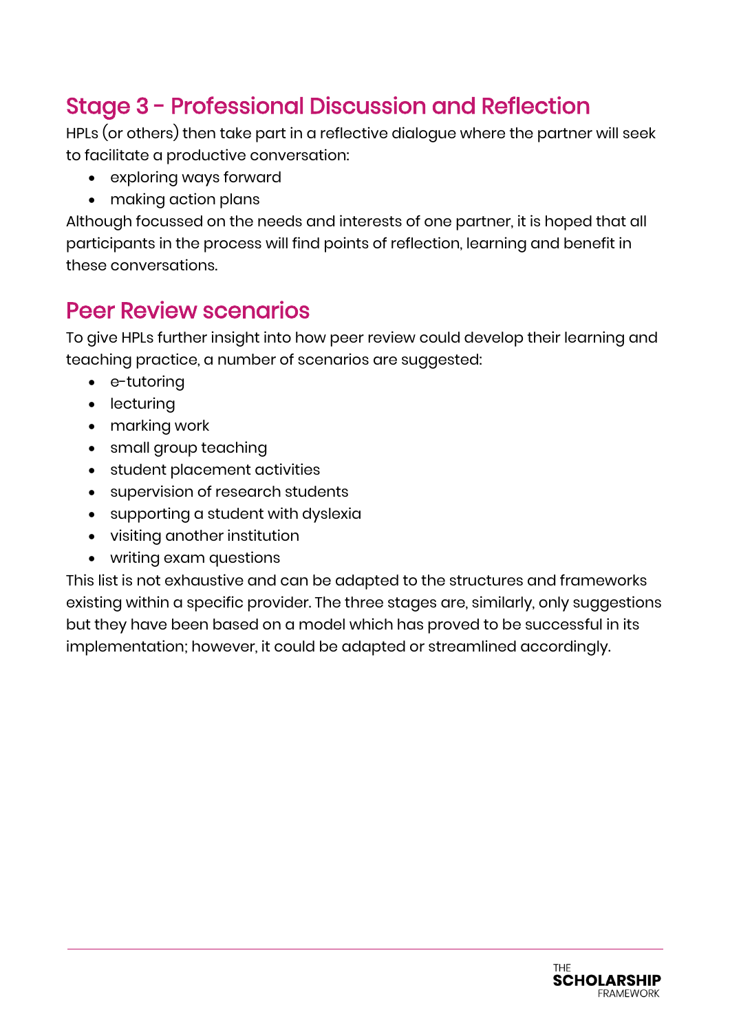## Stage 3 - Professional Discussion and Reflection

HPLs (or others) then take part in a reflective dialogue where the partner will seek to facilitate a productive conversation:

- exploring ways forward
- making action plans

Although focussed on the needs and interests of one partner, it is hoped that all participants in the process will find points of reflection, learning and benefit in these conversations.

## Peer Review scenarios

To give HPLs further insight into how peer review could develop their learning and teaching practice, a number of scenarios are suggested:

- e-tutoring
- lecturing
- marking work
- small group teaching
- student placement activities
- supervision of research students
- supporting a student with dyslexia
- visiting another institution
- writing exam questions

This list is not exhaustive and can be adapted to the structures and frameworks existing within a specific provider. The three stages are, similarly, only suggestions but they have been based on a model which has proved to be successful in its implementation; however, it could be adapted or streamlined accordingly.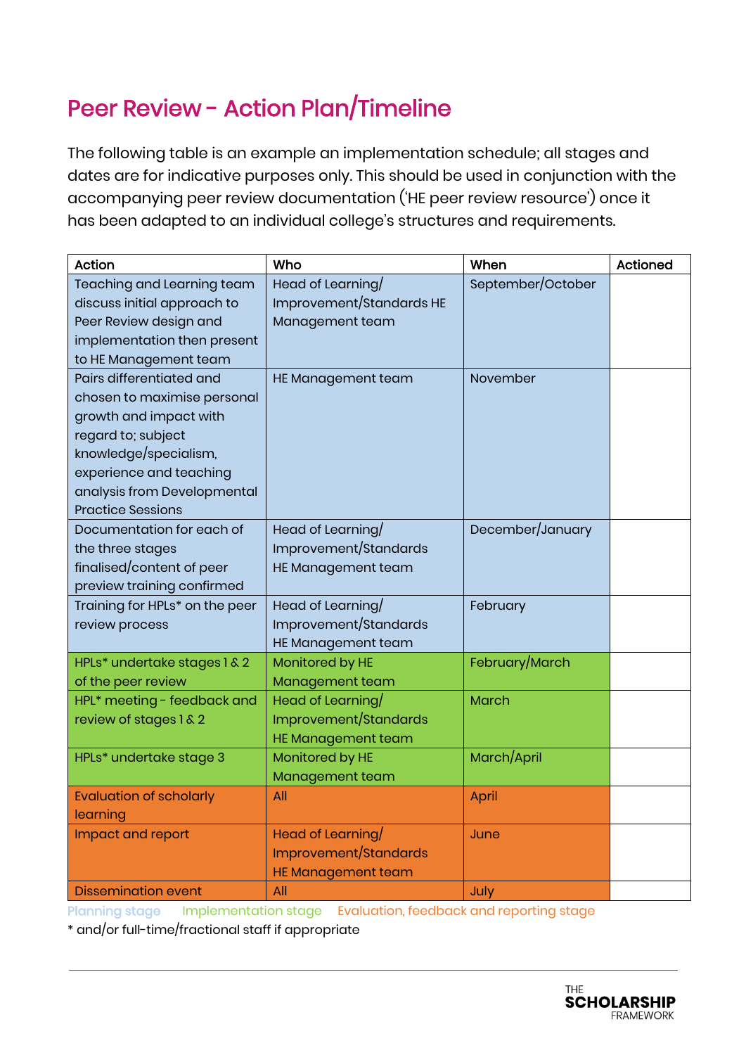# Peer Review - Action Plan/Timeline

The following table is an example an implementation schedule; all stages and dates are for indicative purposes only. This should be used in conjunction with the accompanying peer review documentation ('HE peer review resource') once it has been adapted to an individual college's structures and requirements.

| Action | Who | When | Actioned |
|---|---|---|---|
| Teaching and Learning team discuss initial approach to Peer Review design and implementation then present to HE Management team | Head of Learning/ Improvement/Standards HE Management team | September/October | |
| Pairs differentiated and chosen to maximise personal growth and impact with regard to; subject knowledge/specialism, experience and teaching analysis from Developmental Practice Sessions | HE Management team | November | |
| Documentation for each of the three stages finalised/content of peer preview training confirmed | Head of Learning/ Improvement/Standards HE Management team | December/January | |
| Training for HPLs* on the peer review process | Head of Learning/ Improvement/Standards HE Management team | February | |
| HPLs* undertake stages 1 & 2 of the peer review | Monitored by HE Management team | February/March | |
| HPL* meeting - feedback and review of stages 1 & 2 | Head of Learning/ Improvement/Standards HE Management team | March | |
| HPLs* undertake stage 3 | Monitored by HE Management team | March/April | |
| Evaluation of scholarly learning | All | April | |
| Impact and report | Head of Learning/ Improvement/Standards HE Management team | June | |
| Dissemination event | All | July | |

Planning stage   Implementation stage   Evaluation, feedback and reporting stage

\* and/or full-time/fractional staff if appropriate